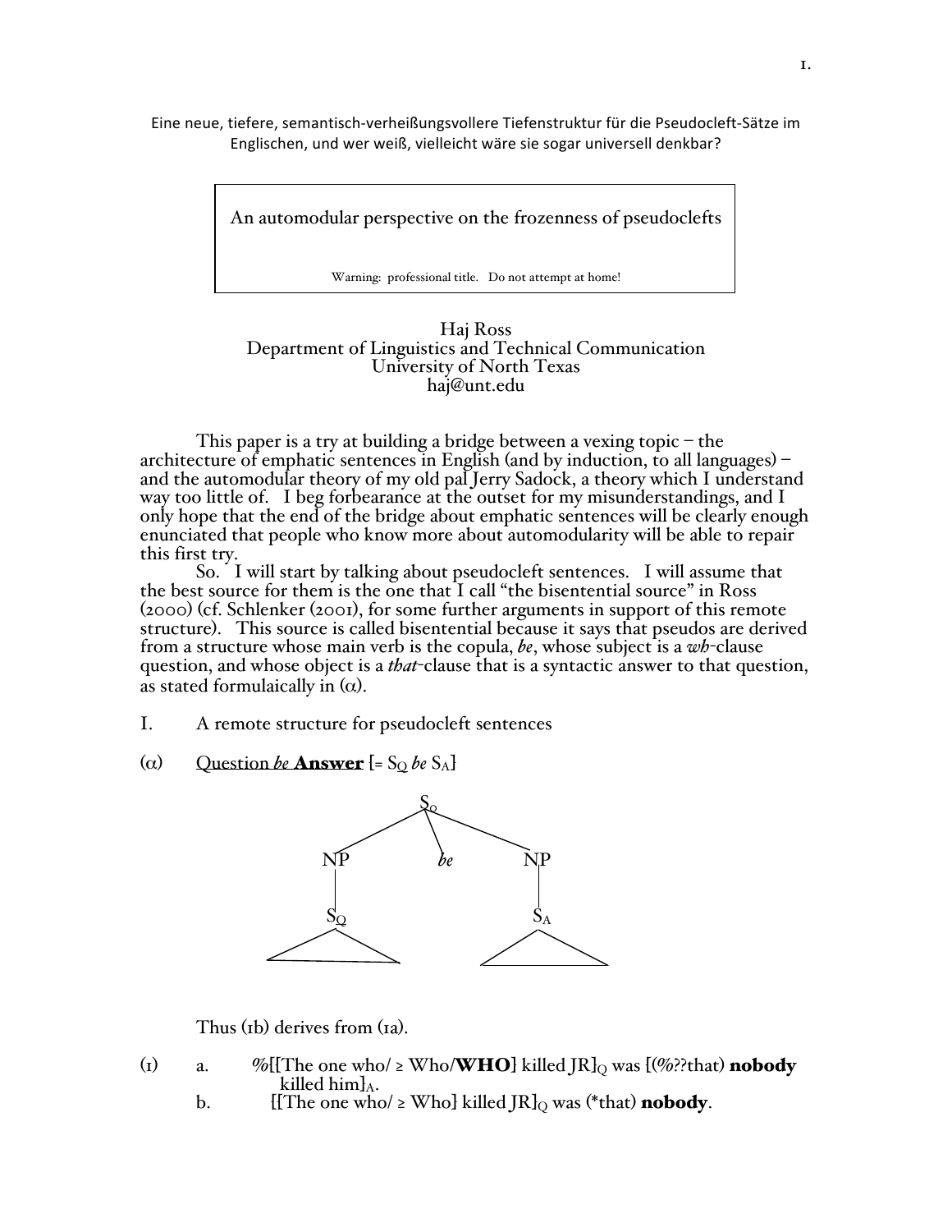Eine neue, tiefere, semantisch-verheißungsvollere Tiefenstruktur für die Pseudocleft-Sätze im Englischen, und wer weiß, vielleicht wäre sie sogar universell denkbar?

# An automodular perspective on the frozenness of pseudoclefts

Warning: professional title. Do not attempt at home!

Haj Ross
Department of Linguistics and Technical Communication
University of North Texas
haj@unt.edu

This paper is a try at building a bridge between a vexing topic – the architecture of emphatic sentences in English (and by induction, to all languages) – and the automodular theory of my old pal Jerry Sadock, a theory which I understand way too little of. I beg forbearance at the outset for my misunderstandings, and I only hope that the end of the bridge about emphatic sentences will be clearly enough enunciated that people who know more about automodularity will be able to repair this first try.

So. I will start by talking about pseudocleft sentences. I will assume that the best source for them is the one that I call "the bisentential source" in Ross (2000) (cf. Schlenker (2001), for some further arguments in support of this remote structure). This source is called bisentential because it says that pseudos are derived from a structure whose main verb is the copula, *be*, whose subject is a *wh*-clause question, and whose object is a *that*-clause that is a syntactic answer to that question, as stated formulaically in (α).

## I. A remote structure for pseudocleft sentences

(α) Question *be* **Answer** [= $S_Q$ *be* $S_A$]

```
            S_Q
         /   |   \
       NP   be    NP
       |          |
      S_Q        S_A
     /   \      /   \
```

Thus (1b) derives from (1a).

(1) a. %[[The one who/ ≥ Who/**WHO**] killed JR]$_Q$ was [(%??that) **nobody** killed him]$_A$.

b. [[The one who/ ≥ Who] killed JR]$_Q$ was (*that) **nobody**.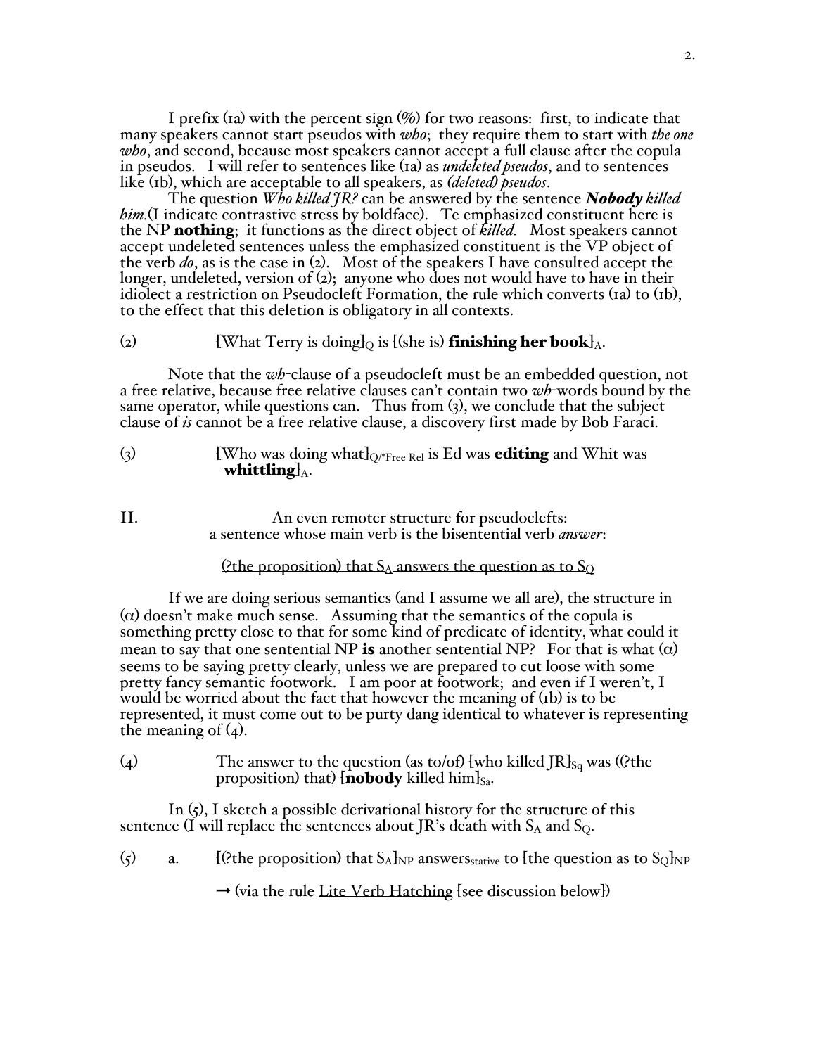I prefix (1a) with the percent sign (%) for two reasons: first, to indicate that many speakers cannot start pseudos with *who*; they require them to start with *the one who*, and second, because most speakers cannot accept a full clause after the copula in pseudos. I will refer to sentences like (1a) as *undeleted pseudos*, and to sentences like (1b), which are acceptable to all speakers, as *(deleted) pseudos*.

The question *Who killed JR?* can be answered by the sentence ***Nobody** killed him.*(I indicate contrastive stress by boldface). Te emphasized constituent here is the NP **nothing**; it functions as the direct object of *killed.* Most speakers cannot accept undeleted sentences unless the emphasized constituent is the VP object of the verb *do*, as is the case in (2). Most of the speakers I have consulted accept the longer, undeleted, version of (2); anyone who does not would have to have in their idiolect a restriction on <u>Pseudocleft Formation</u>, the rule which converts (1a) to (1b), to the effect that this deletion is obligatory in all contexts.

(2) [What Terry is doing]$_Q$ is [(she is) **finishing her book**]$_A$.

Note that the *wh*-clause of a pseudocleft must be an embedded question, not a free relative, because free relative clauses can't contain two *wh*-words bound by the same operator, while questions can. Thus from (3), we conclude that the subject clause of *is* cannot be a free relative clause, a discovery first made by Bob Faraci.

(3) [Who was doing what]$_{Q/\text{*Free Rel}}$ is Ed was **editing** and Whit was **whittling**]$_A$.

## II. An even remoter structure for pseudoclefts: a sentence whose main verb is the bisentential verb *answer*:

<u>(?the proposition) that $S_A$ answers the question as to $S_Q$</u>

If we are doing serious semantics (and I assume we all are), the structure in ($\alpha$) doesn't make much sense. Assuming that the semantics of the copula is something pretty close to that for some kind of predicate of identity, what could it mean to say that one sentential NP **is** another sentential NP? For that is what ($\alpha$) seems to be saying pretty clearly, unless we are prepared to cut loose with some pretty fancy semantic footwork. I am poor at footwork; and even if I weren't, I would be worried about the fact that however the meaning of (1b) is to be represented, it must come out to be purty dang identical to whatever is representing the meaning of (4).

(4) The answer to the question (as to/of) [who killed JR]$_{Sq}$ was ((?the proposition) that) [**nobody** killed him]$_{Sa}$.

In (5), I sketch a possible derivational history for the structure of this sentence (I will replace the sentences about JR's death with $S_A$ and $S_Q$.

(5) a. [(?the proposition) that $S_A$]$_{NP}$ answers$_{\text{stative}}$ ~~to~~ [the question as to $S_Q$]$_{NP}$

→ (via the rule <u>Lite Verb Hatching</u> [see discussion below])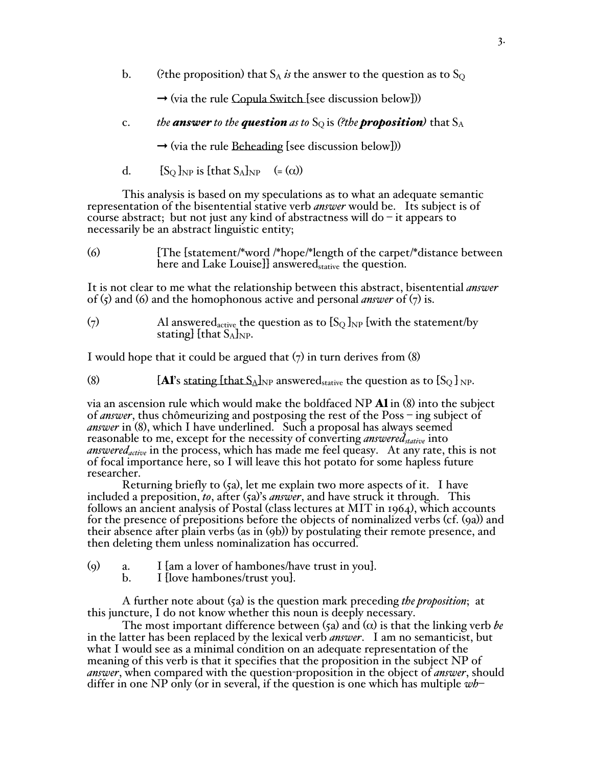b. (?the proposition) that $S_A$ *is* the answer to the question as to $S_Q$

→ (via the rule <u>Copula Switch</u> [see discussion below]))

c. *the **answer** to the **question** as to* $S_Q$ is *(?the **proposition**)* that $S_A$

→ (via the rule <u>Beheading</u> [see discussion below]))

d. $[S_Q]_{NP}$ is $[\text{that } S_A]_{NP}$ (= (α))

This analysis is based on my speculations as to what an adequate semantic representation of the bisentential stative verb *answer* would be. Its subject is of course abstract; but not just any kind of abstractness will do – it appears to necessarily be an abstract linguistic entity;

(6) [The [statement/*word /*hope/*length of the carpet/*distance between here and Lake Louise]] $\text{answered}_{\text{stative}}$ the question.

It is not clear to me what the relationship between this abstract, bisentential *answer* of (5) and (6) and the homophonous active and personal *answer* of (7) is.

(7) Al $\text{answered}_{\text{active}}$ the question as to $[S_Q]_{NP}$ [with the statement/by stating] $[\text{that } S_A]_{NP}$.

I would hope that it could be argued that (7) in turn derives from (8)

(8) [**Al**'s <u>stating [that $S_A$]</u>$]_{NP}$ $\text{answered}_{\text{stative}}$ the question as to $[S_Q]_{NP}$.

via an ascension rule which would make the boldfaced NP **Al** in (8) into the subject of *answer*, thus chômeurizing and postposing the rest of the Poss – ing subject of *answer* in (8), which I have underlined. Such a proposal has always seemed reasonable to me, except for the necessity of converting *$\text{answered}_{\text{stative}}$* into *$\text{answered}_{\text{active}}$* in the process, which has made me feel queasy. At any rate, this is not of focal importance here, so I will leave this hot potato for some hapless future researcher.

Returning briefly to (5a), let me explain two more aspects of it. I have included a preposition, *to*, after (5a)'s *answer*, and have struck it through. This follows an ancient analysis of Postal (class lectures at MIT in 1964), which accounts for the presence of prepositions before the objects of nominalized verbs (cf. (9a)) and their absence after plain verbs (as in (9b)) by postulating their remote presence, and then deleting them unless nominalization has occurred.

(9) a. I [am a lover of hambones/have trust in you].
b. I [love hambones/trust you].

A further note about (5a) is the question mark preceding *the proposition*; at this juncture, I do not know whether this noun is deeply necessary.

The most important difference between (5a) and (α) is that the linking verb *be* in the latter has been replaced by the lexical verb *answer*. I am no semanticist, but what I would see as a minimal condition on an adequate representation of the meaning of this verb is that it specifies that the proposition in the subject NP of *answer*, when compared with the question-proposition in the object of *answer*, should differ in one NP only (or in several, if the question is one which has multiple *wh*–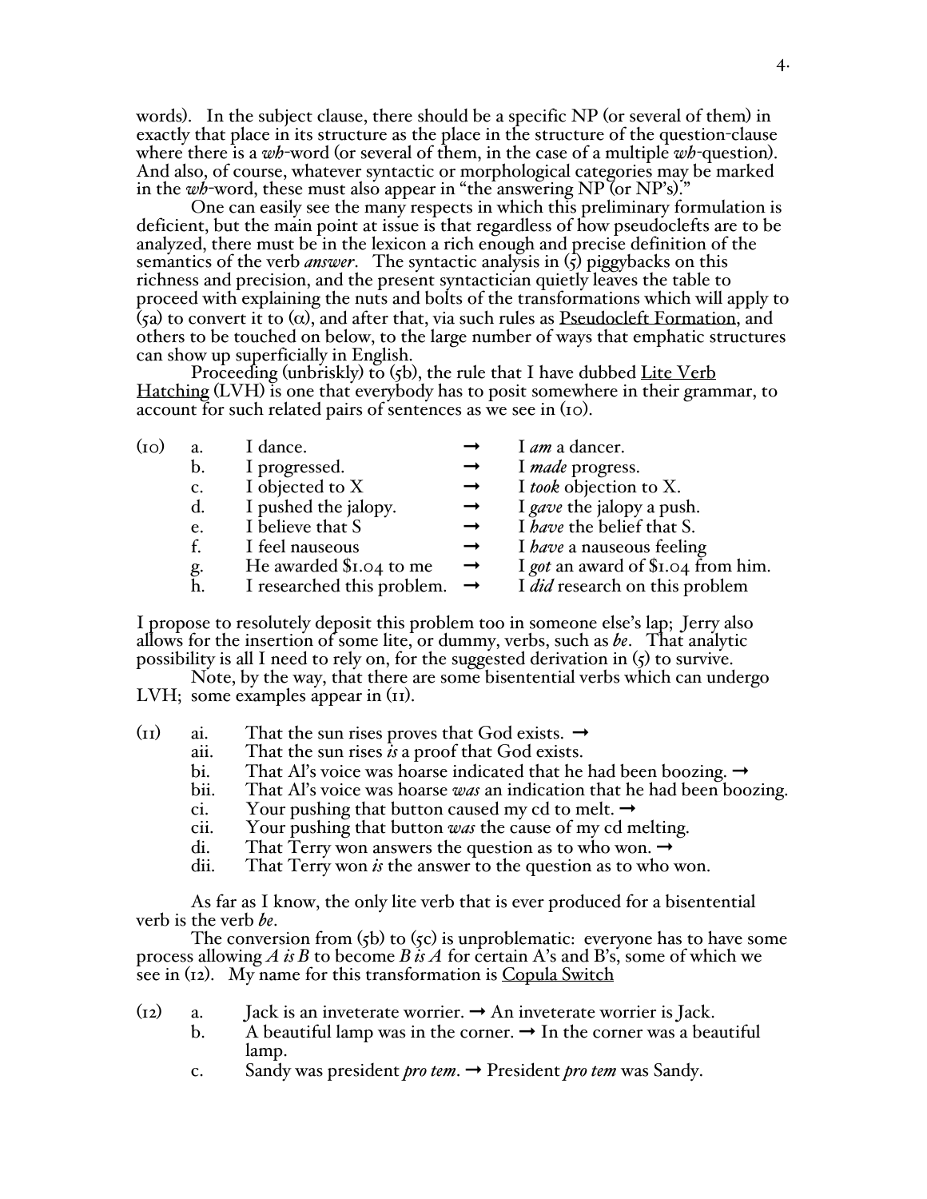words). In the subject clause, there should be a specific NP (or several of them) in exactly that place in its structure as the place in the structure of the question-clause where there is a *wh*-word (or several of them, in the case of a multiple *wh*-question). And also, of course, whatever syntactic or morphological categories may be marked in the *wh*-word, these must also appear in "the answering NP (or NP's)."

One can easily see the many respects in which this preliminary formulation is deficient, but the main point at issue is that regardless of how pseudoclefts are to be analyzed, there must be in the lexicon a rich enough and precise definition of the semantics of the verb *answer*. The syntactic analysis in (5) piggybacks on this richness and precision, and the present syntactician quietly leaves the table to proceed with explaining the nuts and bolts of the transformations which will apply to (5a) to convert it to (α), and after that, via such rules as <u>Pseudocleft Formation</u>, and others to be touched on below, to the large number of ways that emphatic structures can show up superficially in English.

Proceeding (unbriskly) to (5b), the rule that I have dubbed <u>Lite Verb Hatching</u> (LVH) is one that everybody has to posit somewhere in their grammar, to account for such related pairs of sentences as we see in (10).

(10)
- a. I dance. → I *am* a dancer.
- b. I progressed. → I *made* progress.
- c. I objected to X → I *took* objection to X.
- d. I pushed the jalopy. → I *gave* the jalopy a push.
- e. I believe that S → I *have* the belief that S.
- f. I feel nauseous → I *have* a nauseous feeling
- g. He awarded \$1.04 to me → I *got* an award of \$1.04 from him.
- h. I researched this problem. → I *did* research on this problem

I propose to resolutely deposit this problem too in someone else's lap; Jerry also allows for the insertion of some lite, or dummy, verbs, such as *be*. That analytic possibility is all I need to rely on, for the suggested derivation in (5) to survive.

Note, by the way, that there are some bisentential verbs which can undergo LVH; some examples appear in (11).

(11)
- ai. That the sun rises proves that God exists. →
- aii. That the sun rises *is* a proof that God exists.
- bi. That Al's voice was hoarse indicated that he had been boozing. →
- bii. That Al's voice was hoarse *was* an indication that he had been boozing.
- ci. Your pushing that button caused my cd to melt. →
- cii. Your pushing that button *was* the cause of my cd melting.
- di. That Terry won answers the question as to who won. →
- dii. That Terry won *is* the answer to the question as to who won.

As far as I know, the only lite verb that is ever produced for a bisentential verb is the verb *be*.

The conversion from (5b) to (5c) is unproblematic: everyone has to have some process allowing *A is B* to become *B is A* for certain A's and B's, some of which we see in (12). My name for this transformation is <u>Copula Switch</u>

(12)
- a. Jack is an inveterate worrier. → An inveterate worrier is Jack.
- b. A beautiful lamp was in the corner. → In the corner was a beautiful lamp.
- c. Sandy was president *pro tem*. → President *pro tem* was Sandy.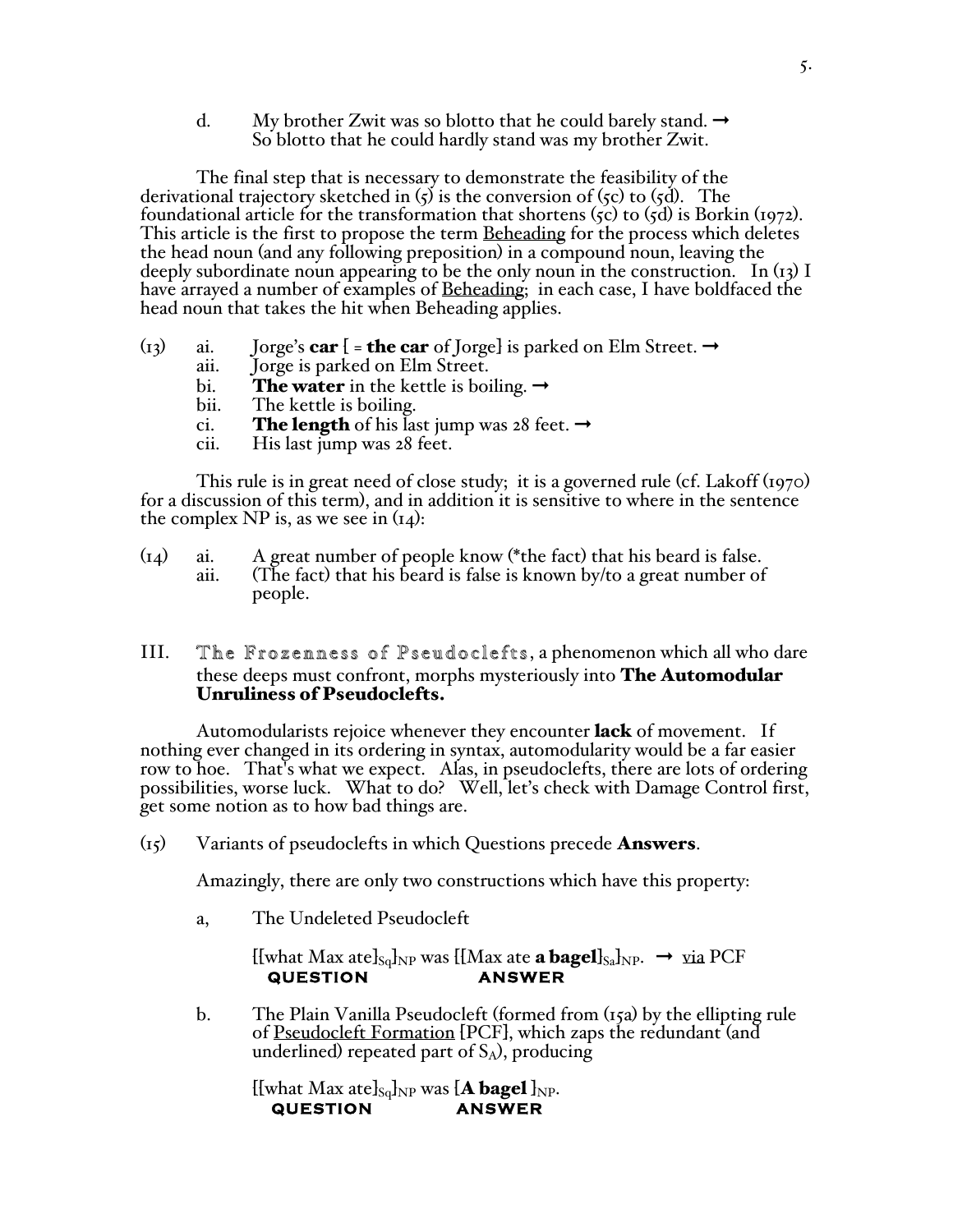d. My brother Zwit was so blotto that he could barely stand. → So blotto that he could hardly stand was my brother Zwit.

The final step that is necessary to demonstrate the feasibility of the derivational trajectory sketched in (5) is the conversion of (5c) to (5d). The foundational article for the transformation that shortens (5c) to (5d) is Borkin (1972). This article is the first to propose the term Beheading for the process which deletes the head noun (and any following preposition) in a compound noun, leaving the deeply subordinate noun appearing to be the only noun in the construction. In (13) I have arrayed a number of examples of Beheading; in each case, I have boldfaced the head noun that takes the hit when Beheading applies.

(13)
- ai. Jorge's **car** [ = **the car** of Jorge] is parked on Elm Street. →
- aii. Jorge is parked on Elm Street.
- bi. **The water** in the kettle is boiling. →
- bii. The kettle is boiling.
- ci. **The length** of his last jump was 28 feet. →
- cii. His last jump was 28 feet.

This rule is in great need of close study; it is a governed rule (cf. Lakoff (1970) for a discussion of this term), and in addition it is sensitive to where in the sentence the complex NP is, as we see in (14):

(14)
- ai. A great number of people know (*the fact) that his beard is false.
- aii. (The fact) that his beard is false is known by/to a great number of people.

## III. The Frozenness of Pseudoclefts, a phenomenon which all who dare these deeps must confront, morphs mysteriously into **The Automodular Unruliness of Pseudoclefts.**

Automodularists rejoice whenever they encounter **lack** of movement. If nothing ever changed in its ordering in syntax, automodularity would be a far easier row to hoe. That's what we expect. Alas, in pseudoclefts, there are lots of ordering possibilities, worse luck. What to do? Well, let's check with Damage Control first, get some notion as to how bad things are.

(15) Variants of pseudoclefts in which Questions precede **Answers**.

Amazingly, there are only two constructions which have this property:

a, The Undeleted Pseudocleft

$[[\text{what Max ate}]_{S_q}]_{NP}$ was $[[\text{Max ate } \textbf{a bagel}]_{S_a}]_{NP}$. → via PCF
**QUESTION** **ANSWER**

b. The Plain Vanilla Pseudocleft (formed from (15a) by the ellipting rule of Pseudocleft Formation [PCF], which zaps the redundant (and underlined) repeated part of $S_A$), producing

$[[\text{what Max ate}]_{S_q}]_{NP}$ was $[\textbf{A bagel}]_{NP}$.
**QUESTION** **ANSWER**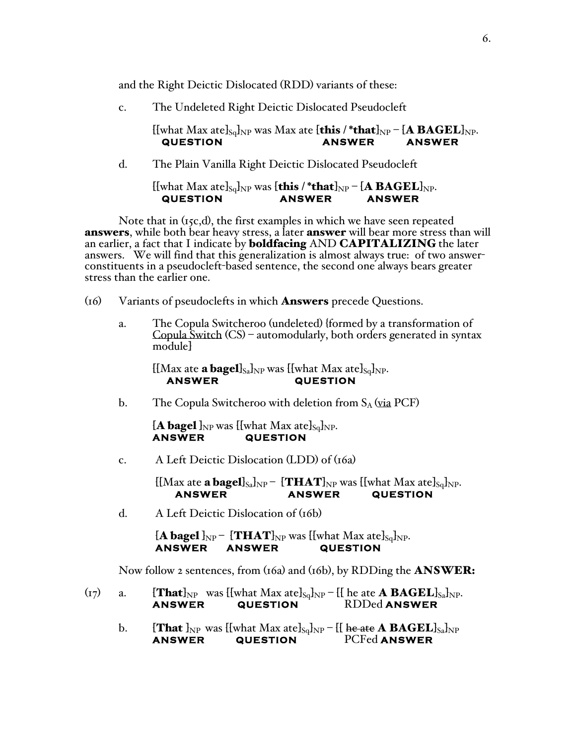and the Right Deictic Dislocated (RDD) variants of these:

c. The Undeleted Right Deictic Dislocated Pseudocleft

[[what Max ate]$_{Sq}$]$_{NP}$ was Max ate [**this / *that**]$_{NP}$ – [**A BAGEL**]$_{NP}$.
**QUESTION** **ANSWER** **ANSWER**

d. The Plain Vanilla Right Deictic Dislocated Pseudocleft

[[what Max ate]$_{Sq}$]$_{NP}$ was [**this / *that**]$_{NP}$ – [**A BAGEL**]$_{NP}$.
**QUESTION** **ANSWER** **ANSWER**

Note that in (15c,d), the first examples in which we have seen repeated **answers**, while both bear heavy stress, a later **answer** will bear more stress than will an earlier, a fact that I indicate by **boldfacing** AND **CAPITALIZING** the later answers. We will find that this generalization is almost always true: of two answer-constituents in a pseudocleft-based sentence, the second one always bears greater stress than the earlier one.

(16) Variants of pseudoclefts in which **Answers** precede Questions.

a. The Copula Switcheroo (undeleted) {formed by a transformation of <u>Copula Switch</u> (CS) – automodularly, both orders generated in syntax module}

[[Max ate **a bagel**]$_{Sa}$]$_{NP}$ was [[what Max ate]$_{Sq}$]$_{NP}$.
**ANSWER** **QUESTION**

b. The Copula Switcheroo with deletion from $S_A$ (<u>via</u> PCF)

[**A bagel** ]$_{NP}$ was [[what Max ate]$_{Sq}$]$_{NP}$.
**ANSWER** **QUESTION**

c. A Left Deictic Dislocation (LDD) of (16a)

[[Max ate **a bagel**]$_{Sa}$]$_{NP}$ – [**THAT**]$_{NP}$ was [[what Max ate]$_{Sq}$]$_{NP}$.
**ANSWER** **ANSWER** **QUESTION**

d. A Left Deictic Dislocation of (16b)

[**A bagel** ]$_{NP}$ – [**THAT**]$_{NP}$ was [[what Max ate]$_{Sq}$]$_{NP}$.
**ANSWER** **ANSWER** **QUESTION**

Now follow 2 sentences, from (16a) and (16b), by RDDing the **ANSWER:**

(17) a. [**That**]$_{NP}$ was [[what Max ate]$_{Sq}$]$_{NP}$ – [[ he ate **A BAGEL**]$_{Sa}$]$_{NP}$.
**ANSWER** **QUESTION** RDDed **ANSWER**

b. [**That** ]$_{NP}$ was [[what Max ate]$_{Sq}$]$_{NP}$ – [[ ~~he ate~~ **A BAGEL**]$_{Sa}$]$_{NP}$
**ANSWER** **QUESTION** PCFed **ANSWER**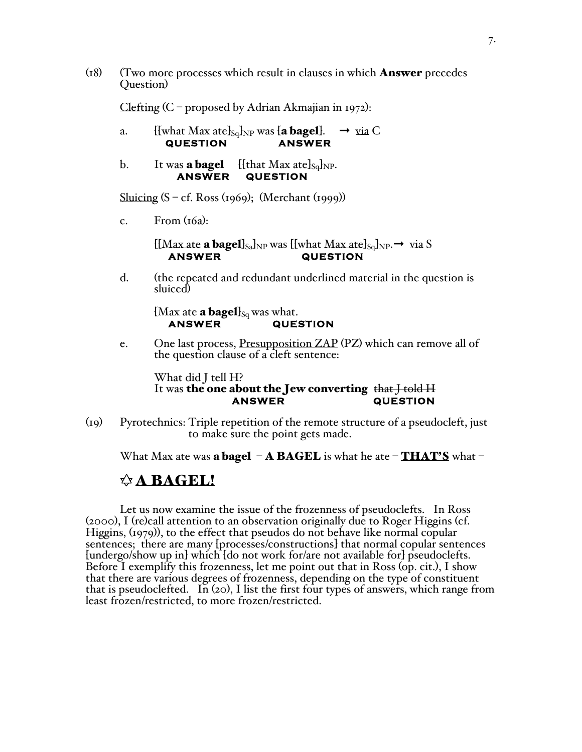(18) (Two more processes which result in clauses in which **Answer** precedes Question)

<u>Clefting</u> (C – proposed by Adrian Akmajian in 1972):

a. [[what Max ate]$_{Sq}$]$_{NP}$ was [**a bagel**]. → <u>via</u> C
**QUESTION** **ANSWER**

b. It was **a bagel** [[that Max ate]$_{Sq}$]$_{NP}$.
**ANSWER** **QUESTION**

<u>Sluicing</u> (S – cf. Ross (1969); (Merchant (1999))

c. From (16a):

[[<u>Max ate</u> **a bagel**]$_{Sa}$]$_{NP}$ was [[what <u>Max ate</u>]$_{Sq}$]$_{NP}$.→ <u>via</u> S
**ANSWER** **QUESTION**

d. (the repeated and redundant underlined material in the question is sluiced)

[Max ate **a bagel**]$_{Sq}$ was what.
**ANSWER** **QUESTION**

e. One last process, <u>Presupposition ZAP</u> (PZ) which can remove all of the question clause of a cleft sentence:

What did J tell H?
It was **the one about the Jew converting** ~~that J told H~~
**ANSWER** **QUESTION**

(19) Pyrotechnics: Triple repetition of the remote structure of a pseudocleft, just to make sure the point gets made.

What Max ate was **a bagel** – **A BAGEL** is what he ate – **<u>THAT'S</u>** what –

## ✡ <u>A BAGEL!</u>

Let us now examine the issue of the frozenness of pseudoclefts. In Ross (2000), I (re)call attention to an observation originally due to Roger Higgins (cf. Higgins, (1979)), to the effect that pseudos do not behave like normal copular sentences; there are many [processes/constructions] that normal copular sentences [undergo/show up in] which [do not work for/are not available for] pseudoclefts. Before I exemplify this frozenness, let me point out that in Ross (op. cit.), I show that there are various degrees of frozenness, depending on the type of constituent that is pseudoclefted. In (20), I list the first four types of answers, which range from least frozen/restricted, to more frozen/restricted.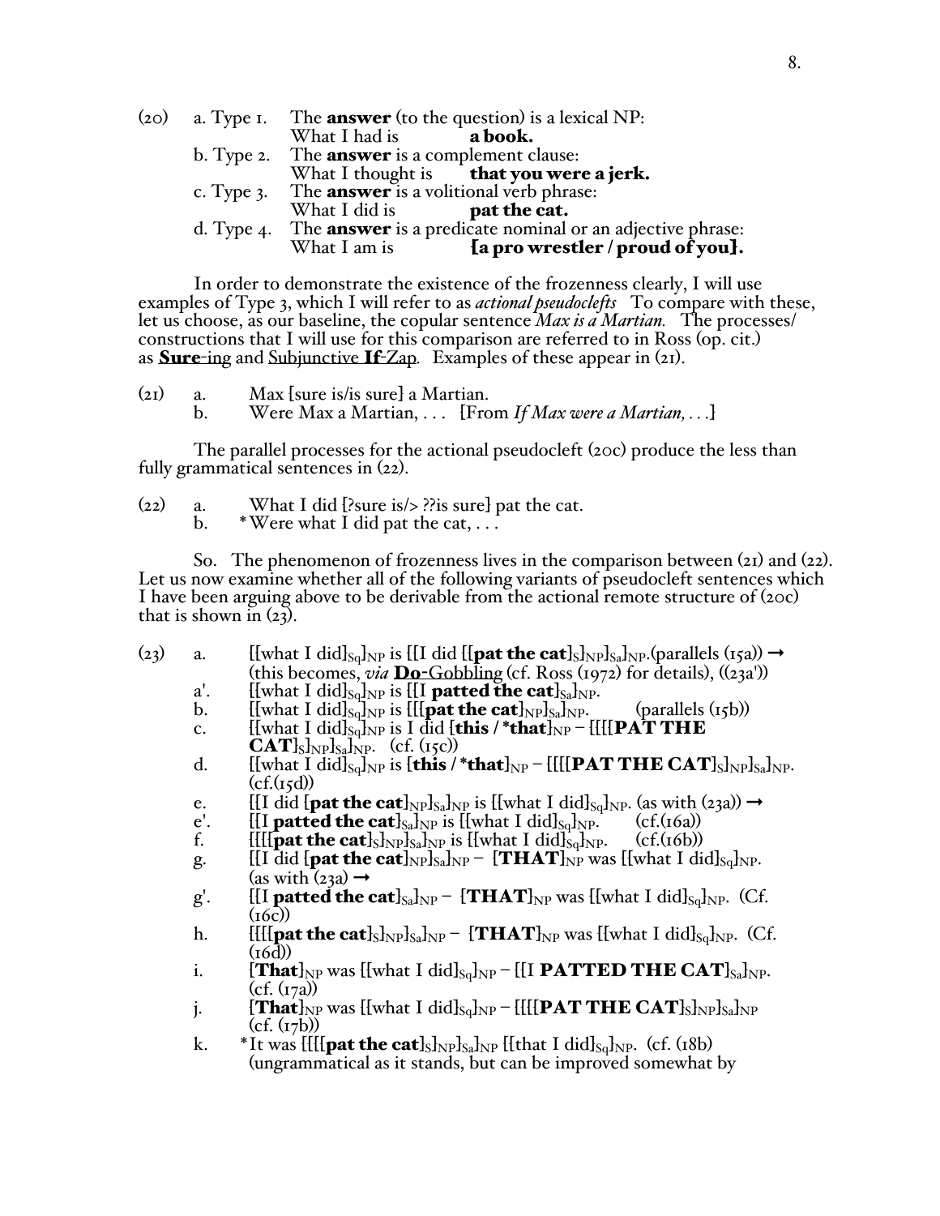(20) a. Type 1. The **answer** (to the question) is a lexical NP:
What I had is **a book.**

b. Type 2. The **answer** is a complement clause:
What I thought is **that you were a jerk.**

c. Type 3. The **answer** is a volitional verb phrase:
What I did is **pat the cat.**

d. Type 4. The **answer** is a predicate nominal or an adjective phrase:
What I am is **{a pro wrestler / proud of you}.**

In order to demonstrate the existence of the frozenness clearly, I will use examples of Type 3, which I will refer to as *actional pseudoclefts* To compare with these, let us choose, as our baseline, the copular sentence *Max is a Martian.* The processes/ constructions that I will use for this comparison are referred to in Ross (op. cit.) as **Sure**-ing and Subjunctive **If**-Zap. Examples of these appear in (21).

(21) a. Max {sure is/is sure} a Martian.
b. Were Max a Martian, . . . [From *If Max were a Martian, . . .*]

The parallel processes for the actional pseudocleft (20c) produce the less than fully grammatical sentences in (22).

(22) a. What I did [?sure is/> ??is sure] pat the cat.
b. *Were what I did pat the cat, . . .

So. The phenomenon of frozenness lives in the comparison between (21) and (22). Let us now examine whether all of the following variants of pseudocleft sentences which I have been arguing above to be derivable from the actional remote structure of (20c) that is shown in (23).

(23) a. $[[\text{what I did}]_{Sq}]_{NP}$ is $[[\text{I did } [[\textbf{pat the cat}]_S]_{NP}]_{Sa}]_{NP}$.(parallels (15a)) → (this becomes, *via* **Do**-Gobbling (cf. Ross (1972) for details), ((23a'))

a'. $[[\text{what I did}]_{Sq}]_{NP}$ is $[[\text{I } \textbf{patted the cat}]_{Sa}]_{NP}$.

b. $[[\text{what I did}]_{Sq}]_{NP}$ is $[[[\textbf{pat the cat}]_{NP}]_{Sa}]_{NP}$. (parallels (15b))

c. $[[\text{what I did}]_{Sq}]_{NP}$ is I did $[\textbf{this / *that}]_{NP}$ – $[[[[\textbf{PAT THE CAT}]_S]_{NP}]_{Sa}]_{NP}$. (cf. (15c))

d. $[[\text{what I did}]_{Sq}]_{NP}$ is $[\textbf{this / *that}]_{NP}$ – $[[[[\textbf{PAT THE CAT}]_S]_{NP}]_{Sa}]_{NP}$. (cf.(15d))

e. $[[\text{I did } [\textbf{pat the cat}]_{NP}]_{Sa}]_{NP}$ is $[[\text{what I did}]_{Sq}]_{NP}$. (as with (23a)) →

e'. $[[\text{I } \textbf{patted the cat}]_{Sa}]_{NP}$ is $[[\text{what I did}]_{Sq}]_{NP}$. (cf.(16a))

f. $[[[[\textbf{pat the cat}]_S]_{NP}]_{Sa}]_{NP}$ is $[[\text{what I did}]_{Sq}]_{NP}$. (cf.(16b))

g. $[[\text{I did } [\textbf{pat the cat}]_{NP}]_{Sa}]_{NP}$ – $[\textbf{THAT}]_{NP}$ was $[[\text{what I did}]_{Sq}]_{NP}$. (as with (23a) →

g'. $[[\text{I } \textbf{patted the cat}]_{Sa}]_{NP}$ – $[\textbf{THAT}]_{NP}$ was $[[\text{what I did}]_{Sq}]_{NP}$. (Cf. (16c))

h. $[[[[\textbf{pat the cat}]_S]_{NP}]_{Sa}]_{NP}$ – $[\textbf{THAT}]_{NP}$ was $[[\text{what I did}]_{Sq}]_{NP}$. (Cf. (16d))

i. $[\textbf{That}]_{NP}$ was $[[\text{what I did}]_{Sq}]_{NP}$ – $[[\text{I } \textbf{PATTED THE CAT}]_{Sa}]_{NP}$. (cf. (17a))

j. $[\textbf{That}]_{NP}$ was $[[\text{what I did}]_{Sq}]_{NP}$ – $[[[[\textbf{PAT THE CAT}]_S]_{NP}]_{Sa}]_{NP}$ (cf. (17b))

k. *It was $[[[[\textbf{pat the cat}]_S]_{NP}]_{Sa}]_{NP}$ $[[\text{that I did}]_{Sq}]_{NP}$. (cf. (18b) (ungrammatical as it stands, but can be improved somewhat by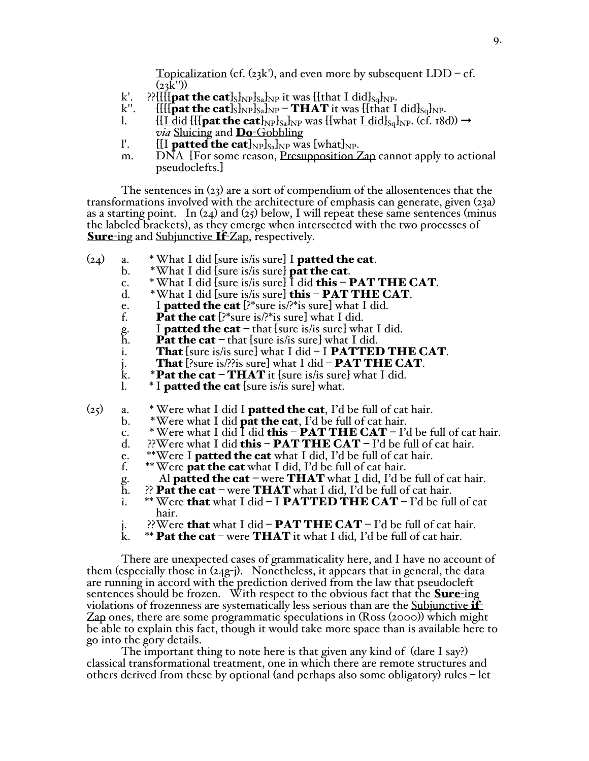Topicalization (cf. (23k'), and even more by subsequent LDD – cf. (23k''))

k'. ??[[[[**pat the cat**]$_S$]$_{NP}$]$_{Sa}$]$_{NP}$ it was [[that I did]$_{Sq}$]$_{NP}$.

k''. [[[[**pat the cat**]$_S$]$_{NP}$]$_{Sa}$]$_{NP}$ – **THAT** it was [[that I did]$_{Sq}$]$_{NP}$.

l. [[I did [[[**pat the cat**]$_{NP}$]$_{Sa}$]$_{NP}$ was [[what I did]$_{Sq}$]$_{NP}$. (cf. 18d)) → *via* Sluicing and **Do**-Gobbling

l'. [[I **patted the cat**]$_{NP}$]$_{Sa}$]$_{NP}$ was [what]$_{NP}$.

m. DNA {For some reason, Presupposition Zap cannot apply to actional pseudoclefts.}

The sentences in (23) are a sort of compendium of the allosentences that the transformations involved with the architecture of emphasis can generate, given (23a) as a starting point. In (24) and (25) below, I will repeat these same sentences (minus the labeled brackets), as they emerge when intersected with the two processes of **Sure**-ing and Subjunctive **If**-Zap, respectively.

(24)
a. * What I did [sure is/is sure] I **patted the cat**.
b. * What I did [sure is/is sure] **pat the cat**.
c. * What I did [sure is/is sure] I did **this** – **PAT THE CAT**.
d. * What I did [sure is/is sure] **this** – **PAT THE CAT**.
e. I **patted the cat** [?*sure is/?*is sure] what I did.
f. **Pat the cat** [?*sure is/?*is sure] what I did.
g. I **patted the cat** – that [sure is/is sure] what I did.
h. **Pat the cat** – that [sure is/is sure] what I did.
i. **That** [sure is/is sure] what I did – I **PATTED THE CAT**.
j. **That** [?sure is/??is sure] what I did – **PAT THE CAT**.
k. * **Pat the cat** – **THAT** it [sure is/is sure] what I did.
l. * I **patted the cat** [sure is/is sure] what.

(25)
a. * Were what I did I **patted the cat**, I'd be full of cat hair.
b. * Were what I did **pat the cat**, I'd be full of cat hair.
c. * Were what I did I did **this** – **PAT THE CAT** – I'd be full of cat hair.
d. ??Were what I did **this** – **PAT THE CAT** – I'd be full of cat hair.
e. **Were I **patted the cat** what I did, I'd be full of cat hair.
f. ** Were **pat the cat** what I did, I'd be full of cat hair.
g. AI **patted the cat** – were **THAT** what I did, I'd be full of cat hair.
h. ?? **Pat the cat** – were **THAT** what I did, I'd be full of cat hair.
i. ** Were **that** what I did – I **PATTED THE CAT** – I'd be full of cat hair.
j. ??Were **that** what I did – **PAT THE CAT** – I'd be full of cat hair.
k. ** **Pat the cat** – were **THAT** it what I did, I'd be full of cat hair.

There are unexpected cases of grammaticality here, and I have no account of them (especially those in (24g-j). Nonetheless, it appears that in general, the data are running in accord with the prediction derived from the law that pseudocleft sentences should be frozen. With respect to the obvious fact that the **Sure**-ing violations of frozenness are systematically less serious than are the Subjunctive **if**-Zap ones, there are some programmatic speculations in (Ross (2000)) which might be able to explain this fact, though it would take more space than is available here to go into the gory details.

The important thing to note here is that given any kind of (dare I say?) classical transformational treatment, one in which there are remote structures and others derived from these by optional (and perhaps also some obligatory) rules – let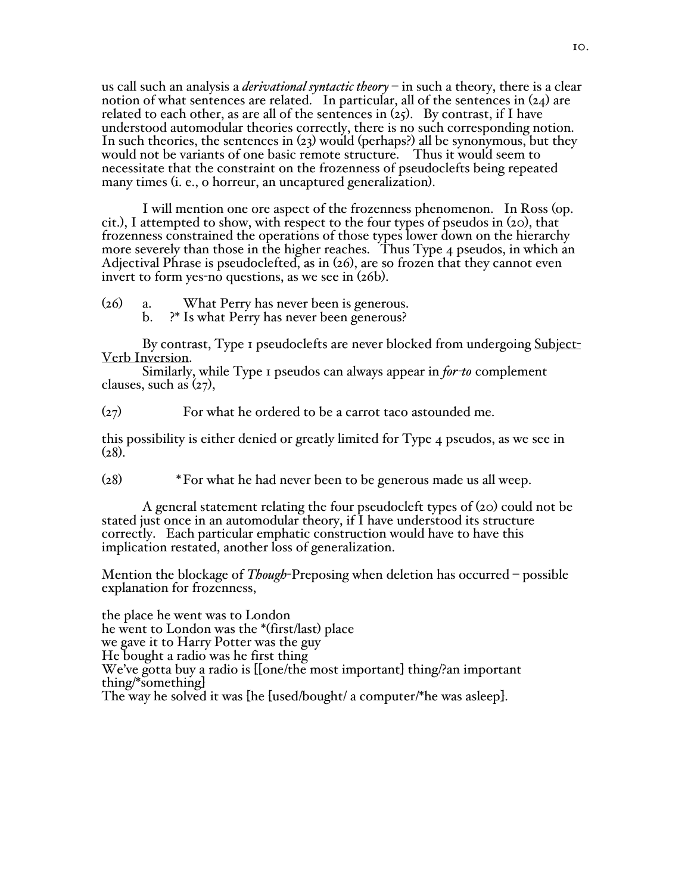us call such an analysis a *derivational syntactic theory* – in such a theory, there is a clear notion of what sentences are related. In particular, all of the sentences in (24) are related to each other, as are all of the sentences in (25). By contrast, if I have understood automodular theories correctly, there is no such corresponding notion. In such theories, the sentences in (23) would (perhaps?) all be synonymous, but they would not be variants of one basic remote structure. Thus it would seem to necessitate that the constraint on the frozenness of pseudoclefts being repeated many times (i. e., o horreur, an uncaptured generalization).

I will mention one ore aspect of the frozenness phenomenon. In Ross (op. cit.), I attempted to show, with respect to the four types of pseudos in (20), that frozenness constrained the operations of those types lower down on the hierarchy more severely than those in the higher reaches. Thus Type 4 pseudos, in which an Adjectival Phrase is pseudoclefted, as in (26), are so frozen that they cannot even invert to form yes-no questions, as we see in (26b).

(26) a. What Perry has never been is generous.
b. ?* Is what Perry has never been generous?

By contrast, Type 1 pseudoclefts are never blocked from undergoing <u>Subject-Verb Inversion</u>.

Similarly, while Type 1 pseudos can always appear in *for-to* complement clauses, such as (27),

(27) For what he ordered to be a carrot taco astounded me.

this possibility is either denied or greatly limited for Type 4 pseudos, as we see in (28).

(28) *For what he had never been to be generous made us all weep.

A general statement relating the four pseudocleft types of (20) could not be stated just once in an automodular theory, if I have understood its structure correctly. Each particular emphatic construction would have to have this implication restated, another loss of generalization.

Mention the blockage of *Though*-Preposing when deletion has occurred – possible explanation for frozenness,

the place he went was to London
he went to London was the *(first/last) place
we gave it to Harry Potter was the guy
He bought a radio was he first thing
We've gotta buy a radio is [[one/the most important] thing/?an important thing/*something]
The way he solved it was [he [used/bought/ a computer/*he was asleep].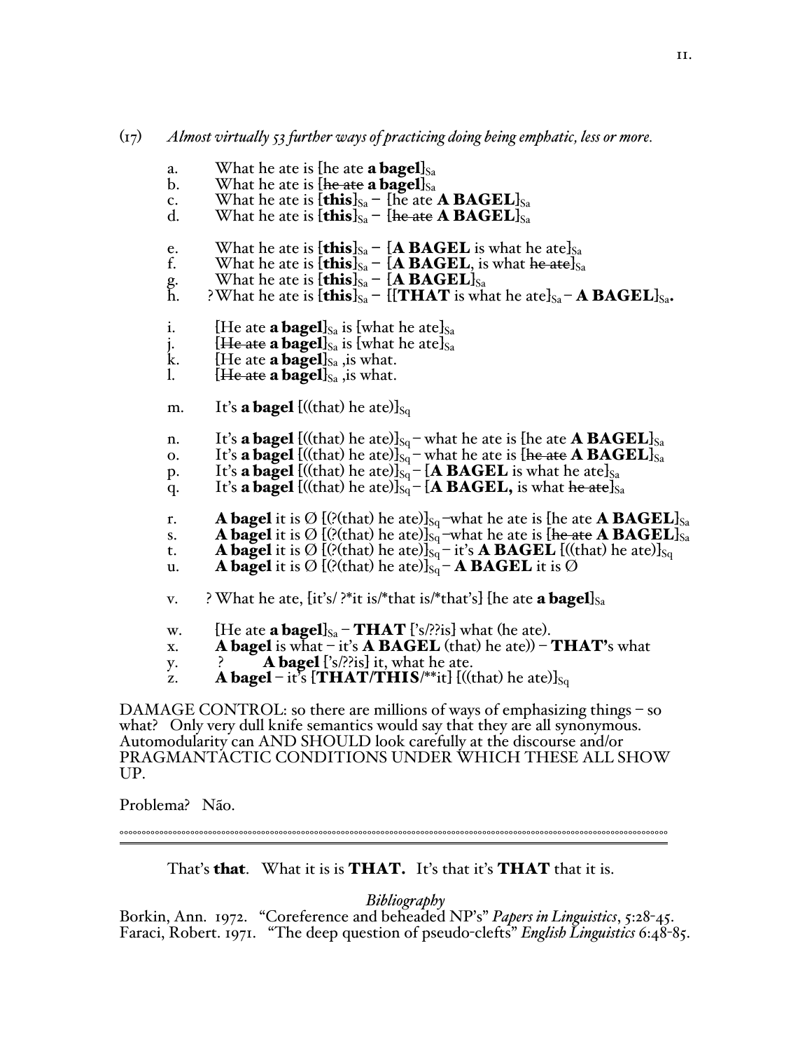(17) *Almost virtually 53 further ways of practicing doing being emphatic, less or more.*

a. What he ate is [he ate **a bagel**]$_{Sa}$
b. What he ate is [~~he ate~~ **a bagel**]$_{Sa}$
c. What he ate is [**this**]$_{Sa}$ – [he ate **A BAGEL**]$_{Sa}$
d. What he ate is [**this**]$_{Sa}$ – [~~he ate~~ **A BAGEL**]$_{Sa}$

e. What he ate is [**this**]$_{Sa}$ – [**A BAGEL** is what he ate]$_{Sa}$
f. What he ate is [**this**]$_{Sa}$ – [**A BAGEL**, is what ~~he ate~~]$_{Sa}$
g. What he ate is [**this**]$_{Sa}$ – [**A BAGEL**]$_{Sa}$
h. ? What he ate is [**this**]$_{Sa}$ – [[**THAT** is what he ate]$_{Sa}$ – **A BAGEL**]$_{Sa}$.

i. [He ate **a bagel**]$_{Sa}$ is [what he ate]$_{Sa}$
j. [~~He ate~~ **a bagel**]$_{Sa}$ is [what he ate]$_{Sa}$
k. [He ate **a bagel**]$_{Sa}$ ,is what.
l. [~~He ate~~ **a bagel**]$_{Sa}$ ,is what.

m. It's **a bagel** [((that) he ate)]$_{Sq}$

n. It's **a bagel** [((that) he ate)]$_{Sq}$ – what he ate is [he ate **A BAGEL**]$_{Sa}$
o. It's **a bagel** [((that) he ate)]$_{Sq}$ – what he ate is [~~he ate~~ **A BAGEL**]$_{Sa}$
p. It's **a bagel** [((that) he ate)]$_{Sq}$ – [**A BAGEL** is what he ate]$_{Sa}$
q. It's **a bagel** [((that) he ate)]$_{Sq}$ – [**A BAGEL,** is what ~~he ate~~]$_{Sa}$

r. **A bagel** it is Ø [(?(that) he ate)]$_{Sq}$ –what he ate is [he ate **A BAGEL**]$_{Sa}$
s. **A bagel** it is Ø [(?(that) he ate)]$_{Sq}$ –what he ate is [~~he ate~~ **A BAGEL**]$_{Sa}$
t. **A bagel** it is Ø [(?(that) he ate)]$_{Sq}$ – it's **A BAGEL** [((that) he ate)]$_{Sq}$
u. **A bagel** it is Ø [(?(that) he ate)]$_{Sq}$ – **A BAGEL** it is Ø

v. ? What he ate, [it's/ ?*it is/*that is/*that's] [he ate **a bagel**]$_{Sa}$

w. [He ate **a bagel**]$_{Sa}$ – **THAT** ['s/??is] what (he ate).
x. **A bagel** is what – it's **A BAGEL** (that) he ate)) – **THAT'**s what
y. ? **A bagel** ['s/??is] it, what he ate.
z. **A bagel** – it's [**THAT/THIS**/**it] [((that) he ate)]$_{Sq}$

DAMAGE CONTROL: so there are millions of ways of emphasizing things – so what? Only very dull knife semantics would say that they are all synonymous. Automodularity can AND SHOULD look carefully at the discourse and/or PRAGMANTACTIC CONDITIONS UNDER WHICH THESE ALL SHOW UP.

Problema? Não.

---

That's **that**. What it is is **THAT.** It's that it's **THAT** that it is.

*Bibliography*

Borkin, Ann. 1972. "Coreference and beheaded NP's" *Papers in Linguistics*, 5:28-45.
Faraci, Robert. 1971. "The deep question of pseudo-clefts" *English Linguistics* 6:48-85.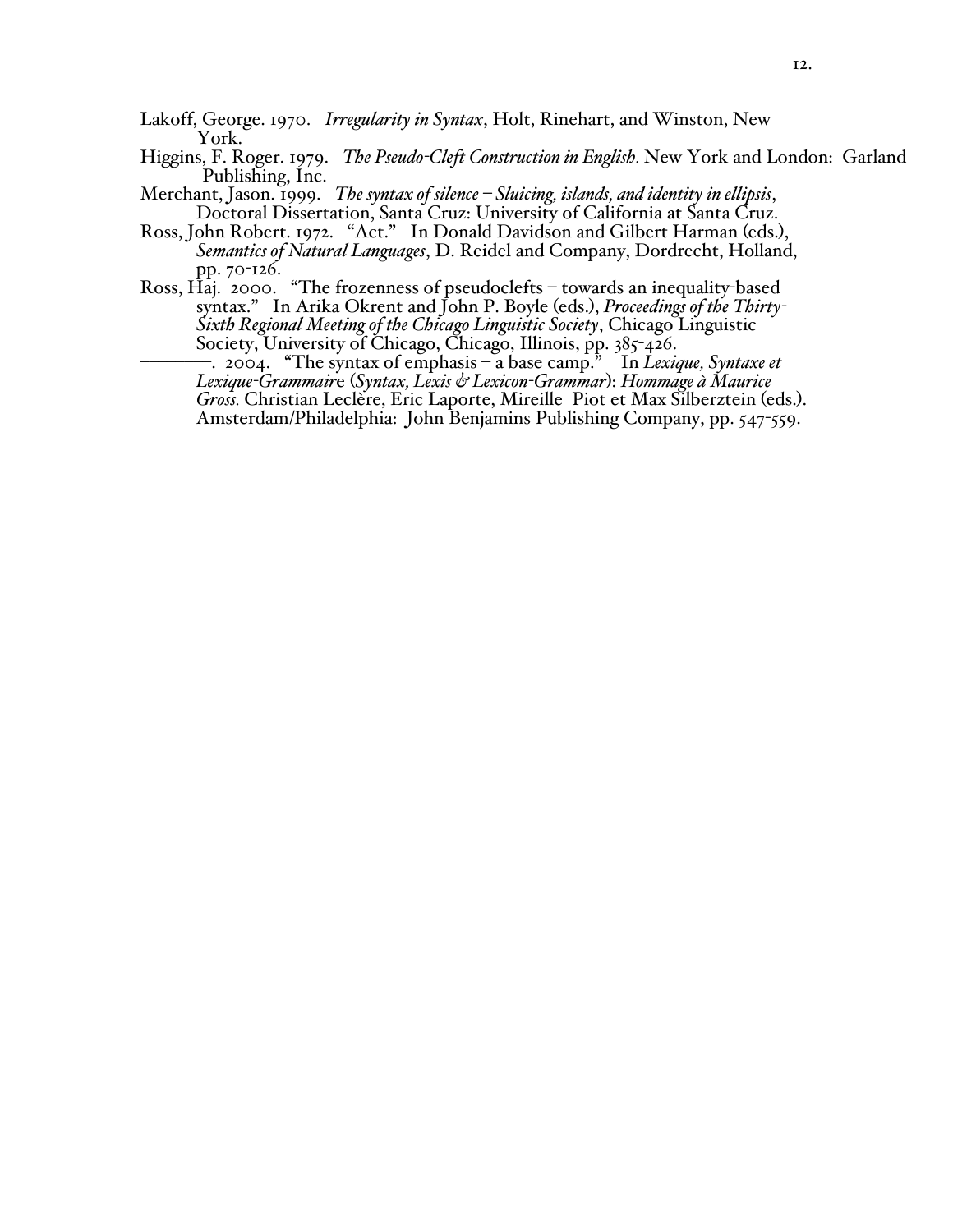Lakoff, George. 1970. *Irregularity in Syntax*, Holt, Rinehart, and Winston, New York.

Higgins, F. Roger. 1979. *The Pseudo-Cleft Construction in English.* New York and London: Garland Publishing, Inc.

Merchant, Jason. 1999. *The syntax of silence – Sluicing, islands, and identity in ellipsis*, Doctoral Dissertation, Santa Cruz: University of California at Santa Cruz.

Ross, John Robert. 1972. "Act." In Donald Davidson and Gilbert Harman (eds.), *Semantics of Natural Languages*, D. Reidel and Company, Dordrecht, Holland, pp. 70-126.

Ross, Haj. 2000. "The frozenness of pseudoclefts – towards an inequality-based syntax." In Arika Okrent and John P. Boyle (eds.), *Proceedings of the Thirty-Sixth Regional Meeting of the Chicago Linguistic Society*, Chicago Linguistic Society, University of Chicago, Chicago, Illinois, pp. 385-426.

———. 2004. "The syntax of emphasis – a base camp." In *Lexique, Syntaxe et Lexique-Grammaire* (*Syntax, Lexis & Lexicon-Grammar*): *Hommage à Maurice Gross.* Christian Leclère, Eric Laporte, Mireille Piot et Max Silberztein (eds.). Amsterdam/Philadelphia: John Benjamins Publishing Company, pp. 547-559.